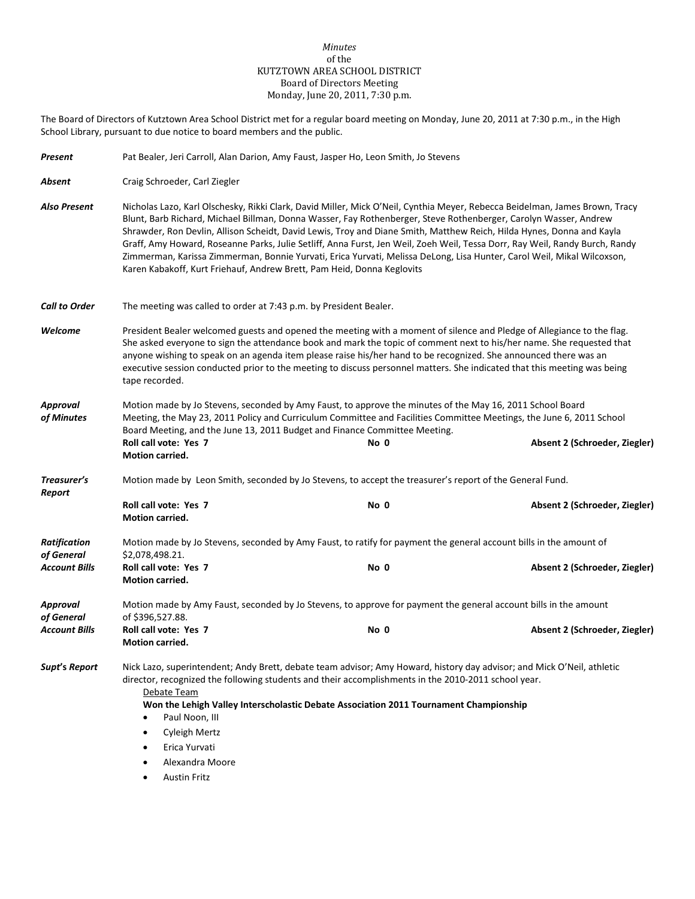*Minutes*
of the
KUTZTOWN AREA SCHOOL DISTRICT
Board of Directors Meeting
Monday, June 20, 2011, 7:30 p.m.

The Board of Directors of Kutztown Area School District met for a regular board meeting on Monday, June 20, 2011 at 7:30 p.m., in the High School Library, pursuant to due notice to board members and the public.

***Present*** Pat Bealer, Jeri Carroll, Alan Darion, Amy Faust, Jasper Ho, Leon Smith, Jo Stevens

***Absent*** Craig Schroeder, Carl Ziegler

***Also Present*** Nicholas Lazo, Karl Olschesky, Rikki Clark, David Miller, Mick O'Neil, Cynthia Meyer, Rebecca Beidelman, James Brown, Tracy Blunt, Barb Richard, Michael Billman, Donna Wasser, Fay Rothenberger, Steve Rothenberger, Carolyn Wasser, Andrew Shrawder, Ron Devlin, Allison Scheidt, David Lewis, Troy and Diane Smith, Matthew Reich, Hilda Hynes, Donna and Kayla Graff, Amy Howard, Roseanne Parks, Julie Setliff, Anna Furst, Jen Weil, Zoeh Weil, Tessa Dorr, Ray Weil, Randy Burch, Randy Zimmerman, Karissa Zimmerman, Bonnie Yurvati, Erica Yurvati, Melissa DeLong, Lisa Hunter, Carol Weil, Mikal Wilcoxson, Karen Kabakoff, Kurt Friehauf, Andrew Brett, Pam Heid, Donna Keglovits

***Call to Order*** The meeting was called to order at 7:43 p.m. by President Bealer.

***Welcome*** President Bealer welcomed guests and opened the meeting with a moment of silence and Pledge of Allegiance to the flag. She asked everyone to sign the attendance book and mark the topic of comment next to his/her name. She requested that anyone wishing to speak on an agenda item please raise his/her hand to be recognized. She announced there was an executive session conducted prior to the meeting to discuss personnel matters. She indicated that this meeting was being tape recorded.

***Approval of Minutes*** Motion made by Jo Stevens, seconded by Amy Faust, to approve the minutes of the May 16, 2011 School Board Meeting, the May 23, 2011 Policy and Curriculum Committee and Facilities Committee Meetings, the June 6, 2011 School Board Meeting, and the June 13, 2011 Budget and Finance Committee Meeting.

**Roll call vote: Yes 7** **No 0** **Absent 2 (Schroeder, Ziegler)**
**Motion carried.**

***Treasurer's Report*** Motion made by Leon Smith, seconded by Jo Stevens, to accept the treasurer's report of the General Fund.

**Roll call vote: Yes 7** **No 0** **Absent 2 (Schroeder, Ziegler)**
**Motion carried.**

***Ratification of General Account Bills*** Motion made by Jo Stevens, seconded by Amy Faust, to ratify for payment the general account bills in the amount of $2,078,498.21.

**Roll call vote: Yes 7** **No 0** **Absent 2 (Schroeder, Ziegler)**
**Motion carried.**

***Approval of General Account Bills*** Motion made by Amy Faust, seconded by Jo Stevens, to approve for payment the general account bills in the amount of $396,527.88.

**Roll call vote: Yes 7** **No 0** **Absent 2 (Schroeder, Ziegler)**
**Motion carried.**

***Supt's Report*** Nick Lazo, superintendent; Andy Brett, debate team advisor; Amy Howard, history day advisor; and Mick O'Neil, athletic director, recognized the following students and their accomplishments in the 2010-2011 school year.

Debate Team

**Won the Lehigh Valley Interscholastic Debate Association 2011 Tournament Championship**

- Paul Noon, III
- Cyleigh Mertz
- Erica Yurvati
- Alexandra Moore
- Austin Fritz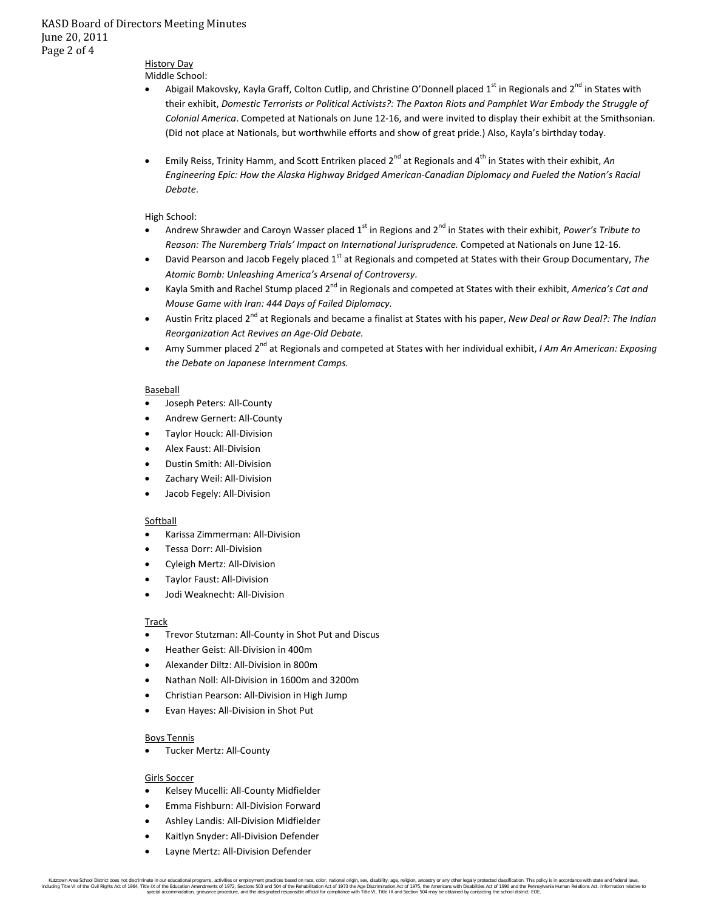History Day

Middle School:

- Abigail Makovsky, Kayla Graff, Colton Cutlip, and Christine O'Donnell placed 1st in Regionals and 2nd in States with their exhibit, *Domestic Terrorists or Political Activists?: The Paxton Riots and Pamphlet War Embody the Struggle of Colonial America*. Competed at Nationals on June 12-16, and were invited to display their exhibit at the Smithsonian. (Did not place at Nationals, but worthwhile efforts and show of great pride.) Also, Kayla's birthday today.

- Emily Reiss, Trinity Hamm, and Scott Entriken placed 2nd at Regionals and 4th in States with their exhibit, *An Engineering Epic: How the Alaska Highway Bridged American-Canadian Diplomacy and Fueled the Nation's Racial Debate*.

High School:

- Andrew Shrawder and Caroyn Wasser placed 1st in Regions and 2nd in States with their exhibit, *Power's Tribute to Reason: The Nuremberg Trials' Impact on International Jurisprudence.* Competed at Nationals on June 12-16.
- David Pearson and Jacob Fegely placed 1st at Regionals and competed at States with their Group Documentary, *The Atomic Bomb: Unleashing America's Arsenal of Controversy*.
- Kayla Smith and Rachel Stump placed 2nd in Regionals and competed at States with their exhibit, *America's Cat and Mouse Game with Iran: 444 Days of Failed Diplomacy.*
- Austin Fritz placed 2nd at Regionals and became a finalist at States with his paper, *New Deal or Raw Deal?: The Indian Reorganization Act Revives an Age-Old Debate.*
- Amy Summer placed 2nd at Regionals and competed at States with her individual exhibit, *I Am An American: Exposing the Debate on Japanese Internment Camps.*

Baseball

- Joseph Peters: All-County
- Andrew Gernert: All-County
- Taylor Houck: All-Division
- Alex Faust: All-Division
- Dustin Smith: All-Division
- Zachary Weil: All-Division
- Jacob Fegely: All-Division

Softball

- Karissa Zimmerman: All-Division
- Tessa Dorr: All-Division
- Cyleigh Mertz: All-Division
- Taylor Faust: All-Division
- Jodi Weaknecht: All-Division

Track

- Trevor Stutzman: All-County in Shot Put and Discus
- Heather Geist: All-Division in 400m
- Alexander Diltz: All-Division in 800m
- Nathan Noll: All-Division in 1600m and 3200m
- Christian Pearson: All-Division in High Jump
- Evan Hayes: All-Division in Shot Put

Boys Tennis

- Tucker Mertz: All-County

Girls Soccer

- Kelsey Mucelli: All-County Midfielder
- Emma Fishburn: All-Division Forward
- Ashley Landis: All-Division Midfielder
- Kaitlyn Snyder: All-Division Defender
- Layne Mertz: All-Division Defender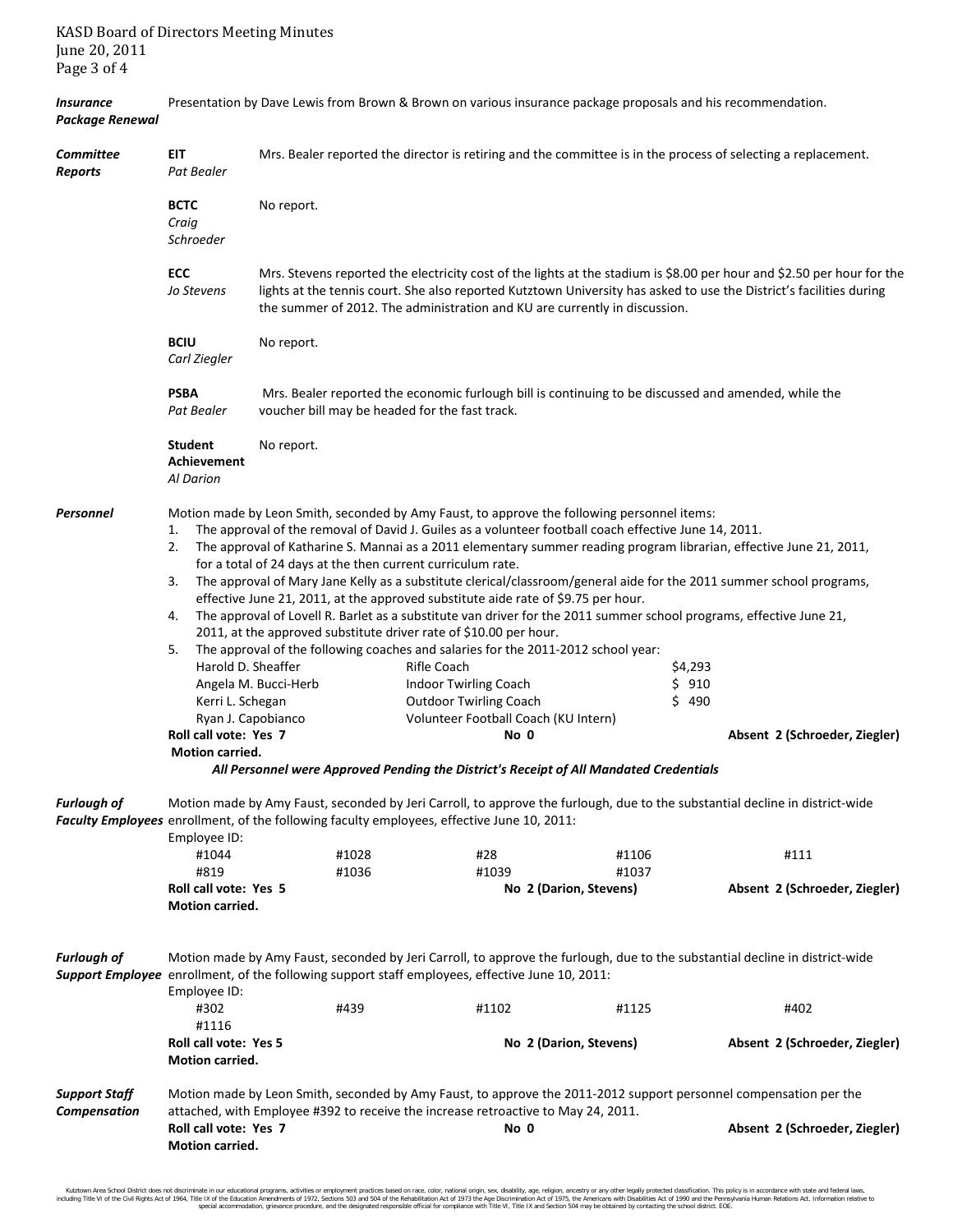***Insurance Package Renewal*** Presentation by Dave Lewis from Brown & Brown on various insurance package proposals and his recommendation.

***Committee Reports***

**EIT** *Pat Bealer* — Mrs. Bealer reported the director is retiring and the committee is in the process of selecting a replacement.

**BCTC** *Craig Schroeder* — No report.

**ECC** *Jo Stevens* — Mrs. Stevens reported the electricity cost of the lights at the stadium is $8.00 per hour and $2.50 per hour for the lights at the tennis court. She also reported Kutztown University has asked to use the District's facilities during the summer of 2012. The administration and KU are currently in discussion.

**BCIU** *Carl Ziegler* — No report.

**PSBA** *Pat Bealer* — Mrs. Bealer reported the economic furlough bill is continuing to be discussed and amended, while the voucher bill may be headed for the fast track.

**Student Achievement** *Al Darion* — No report.

***Personnel*** Motion made by Leon Smith, seconded by Amy Faust, to approve the following personnel items:

1. The approval of the removal of David J. Guiles as a volunteer football coach effective June 14, 2011.
2. The approval of Katharine S. Mannai as a 2011 elementary summer reading program librarian, effective June 21, 2011, for a total of 24 days at the then current curriculum rate.
3. The approval of Mary Jane Kelly as a substitute clerical/classroom/general aide for the 2011 summer school programs, effective June 21, 2011, at the approved substitute aide rate of $9.75 per hour.
4. The approval of Lovell R. Barlet as a substitute van driver for the 2011 summer school programs, effective June 21, 2011, at the approved substitute driver rate of $10.00 per hour.
5. The approval of the following coaches and salaries for the 2011-2012 school year:

| | | |
|---|---|---|
| Harold D. Sheaffer | Rifle Coach | $4,293 |
| Angela M. Bucci-Herb | Indoor Twirling Coach | $ 910 |
| Kerri L. Schegan | Outdoor Twirling Coach | $ 490 |
| Ryan J. Capobianco | Volunteer Football Coach (KU Intern) | |

**Roll call vote: Yes 7** **No 0** **Absent 2 (Schroeder, Ziegler)**

**Motion carried.**

***All Personnel were Approved Pending the District's Receipt of All Mandated Credentials***

***Furlough of Faculty Employees*** Motion made by Amy Faust, seconded by Jeri Carroll, to approve the furlough, due to the substantial decline in district-wide enrollment, of the following faculty employees, effective June 10, 2011:

Employee ID:

| | | | | |
|---|---|---|---|---|
| #1044 | #1028 | #28 | #1106 | #111 |
| #819 | #1036 | #1039 | #1037 | |

**Roll call vote: Yes 5** **No 2 (Darion, Stevens)** **Absent 2 (Schroeder, Ziegler)**

**Motion carried.**

***Furlough of Support Employee*** Motion made by Amy Faust, seconded by Jeri Carroll, to approve the furlough, due to the substantial decline in district-wide enrollment, of the following support staff employees, effective June 10, 2011:

Employee ID:

| | | | | |
|---|---|---|---|---|
| #302 | #439 | #1102 | #1125 | #402 |
| #1116 | | | | |

**Roll call vote: Yes 5** **No 2 (Darion, Stevens)** **Absent 2 (Schroeder, Ziegler)**

**Motion carried.**

***Support Staff Compensation*** Motion made by Leon Smith, seconded by Amy Faust, to approve the 2011-2012 support personnel compensation per the attached, with Employee #392 to receive the increase retroactive to May 24, 2011.

**Roll call vote: Yes 7** **No 0** **Absent 2 (Schroeder, Ziegler)**

**Motion carried.**

Kutztown Area School District does not discriminate in our educational programs, activities or employment practices based on race, color, national origin, sex, disability, age, religion, ancestry or any other legally protected classification. This policy is in accordance with state and federal laws, including Title VI of the Civil Rights Act of 1964, Title IX of the Education Amendments of 1972, Sections 503 and 504 of the Rehabilitation Act of 1973 the Age Discrimination Act of 1975, the Americans with Disabilities Act of 1990 and the Pennsylvania Human Relations Act. Information relative to special accommodation, grievance procedure, and the designated responsible official for compliance with Title VI, Title IX and Section 504 may be obtained by contacting the school district. EOE.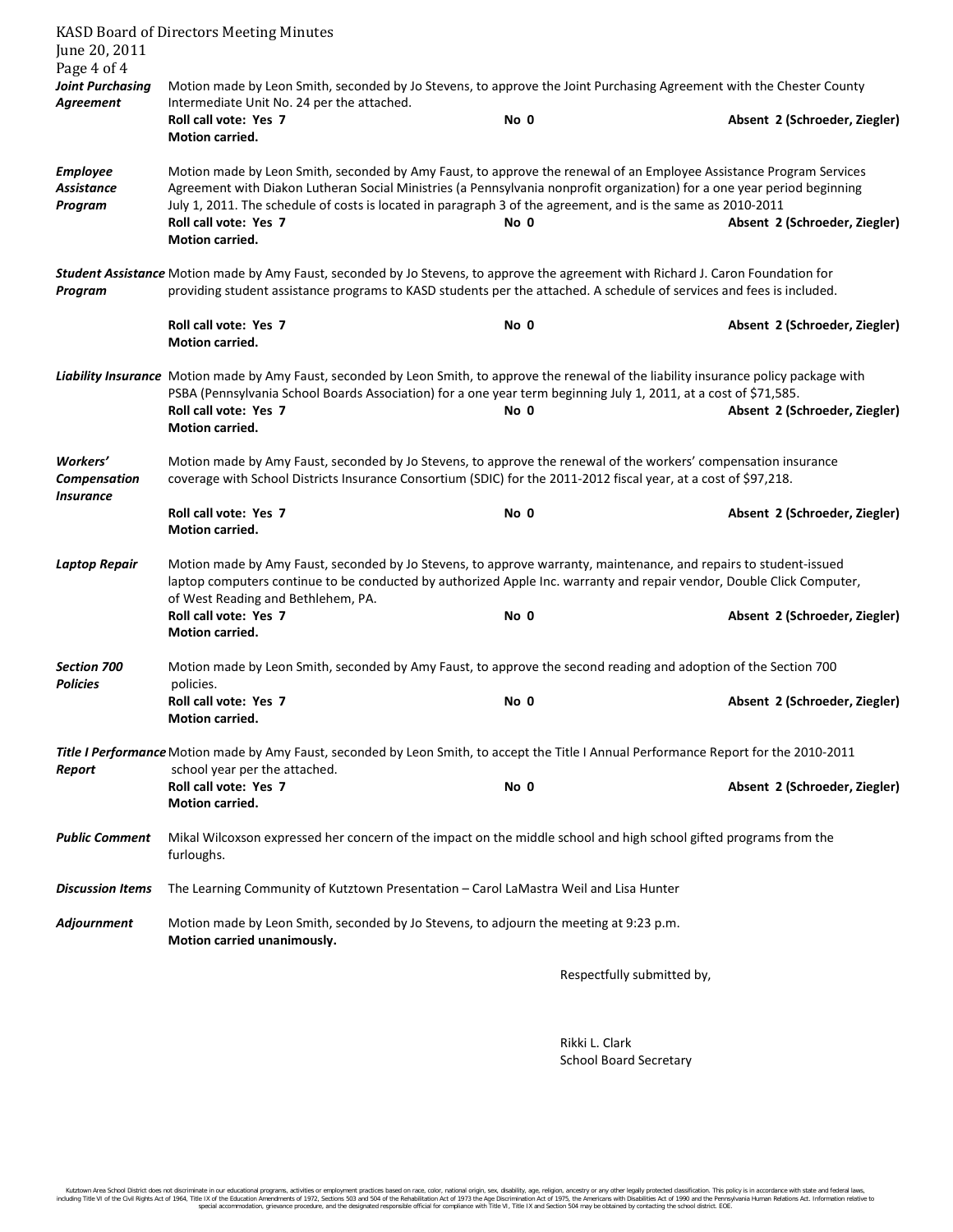**Joint Purchasing Agreement** — Motion made by Leon Smith, seconded by Jo Stevens, to approve the Joint Purchasing Agreement with the Chester County Intermediate Unit No. 24 per the attached.

**Roll call vote: Yes 7** — **No 0** — **Absent 2 (Schroeder, Ziegler)**
**Motion carried.**

**Employee Assistance Program** — Motion made by Leon Smith, seconded by Amy Faust, to approve the renewal of an Employee Assistance Program Services Agreement with Diakon Lutheran Social Ministries (a Pennsylvania nonprofit organization) for a one year period beginning July 1, 2011. The schedule of costs is located in paragraph 3 of the agreement, and is the same as 2010-2011

**Roll call vote: Yes 7** — **No 0** — **Absent 2 (Schroeder, Ziegler)**
**Motion carried.**

**Student Assistance Program** — Motion made by Amy Faust, seconded by Jo Stevens, to approve the agreement with Richard J. Caron Foundation for providing student assistance programs to KASD students per the attached. A schedule of services and fees is included.

**Roll call vote: Yes 7** — **No 0** — **Absent 2 (Schroeder, Ziegler)**
**Motion carried.**

**Liability Insurance** — Motion made by Amy Faust, seconded by Leon Smith, to approve the renewal of the liability insurance policy package with PSBA (Pennsylvania School Boards Association) for a one year term beginning July 1, 2011, at a cost of $71,585.

**Roll call vote: Yes 7** — **No 0** — **Absent 2 (Schroeder, Ziegler)**
**Motion carried.**

**Workers' Compensation Insurance** — Motion made by Amy Faust, seconded by Jo Stevens, to approve the renewal of the workers' compensation insurance coverage with School Districts Insurance Consortium (SDIC) for the 2011-2012 fiscal year, at a cost of $97,218.

**Roll call vote: Yes 7** — **No 0** — **Absent 2 (Schroeder, Ziegler)**
**Motion carried.**

**Laptop Repair** — Motion made by Amy Faust, seconded by Jo Stevens, to approve warranty, maintenance, and repairs to student-issued laptop computers continue to be conducted by authorized Apple Inc. warranty and repair vendor, Double Click Computer, of West Reading and Bethlehem, PA.

**Roll call vote: Yes 7** — **No 0** — **Absent 2 (Schroeder, Ziegler)**
**Motion carried.**

**Section 700 Policies** — Motion made by Leon Smith, seconded by Amy Faust, to approve the second reading and adoption of the Section 700 policies.

**Roll call vote: Yes 7** — **No 0** — **Absent 2 (Schroeder, Ziegler)**
**Motion carried.**

**Title I Performance Report** — Motion made by Amy Faust, seconded by Leon Smith, to accept the Title I Annual Performance Report for the 2010-2011 school year per the attached.

**Roll call vote: Yes 7** — **No 0** — **Absent 2 (Schroeder, Ziegler)**
**Motion carried.**

**Public Comment** — Mikal Wilcoxson expressed her concern of the impact on the middle school and high school gifted programs from the furloughs.

**Discussion Items** — The Learning Community of Kutztown Presentation – Carol LaMastra Weil and Lisa Hunter

**Adjournment** — Motion made by Leon Smith, seconded by Jo Stevens, to adjourn the meeting at 9:23 p.m.
**Motion carried unanimously.**

Respectfully submitted by,

Rikki L. Clark
School Board Secretary

Kutztown Area School District does not discriminate in our educational programs, activities or employment practices based on race, color, national origin, sex, disability, age, religion, ancestry or any other legally protected classification. This policy is in accordance with state and federal laws, including Title VI of the Civil Rights Act of 1964, Title IX of the Education Amendments of 1972, Sections 503 and 504 of the Rehabilitation Act of 1973 the Age Discrimination Act of 1975, the Americans with Disabilities Act of 1990 and the Pennsylvania Human Relations Act. Information relative to special accommodation, grievance procedure, and the designated responsible official for compliance with Title VI, Title IX and Section 504 may be obtained by contacting the school district. EOE.